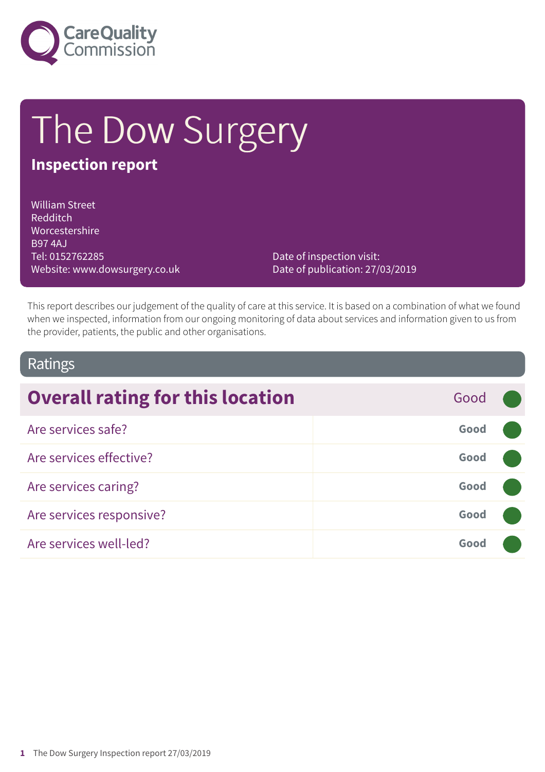# The Dow Surgery

**Inspection report**

William Street
Redditch
Worcestershire
B97 4AJ
Tel: 0152762285
Website: www.dowsurgery.co.uk

Date of inspection visit:
Date of publication: 27/03/2019

This report describes our judgement of the quality of care at this service. It is based on a combination of what we found when we inspected, information from our ongoing monitoring of data about services and information given to us from the provider, patients, the public and other organisations.

## Ratings

| Overall rating for this location | Good |
| --- | --- |
| Are services safe? | Good |
| Are services effective? | Good |
| Are services caring? | Good |
| Are services responsive? | Good |
| Are services well-led? | Good |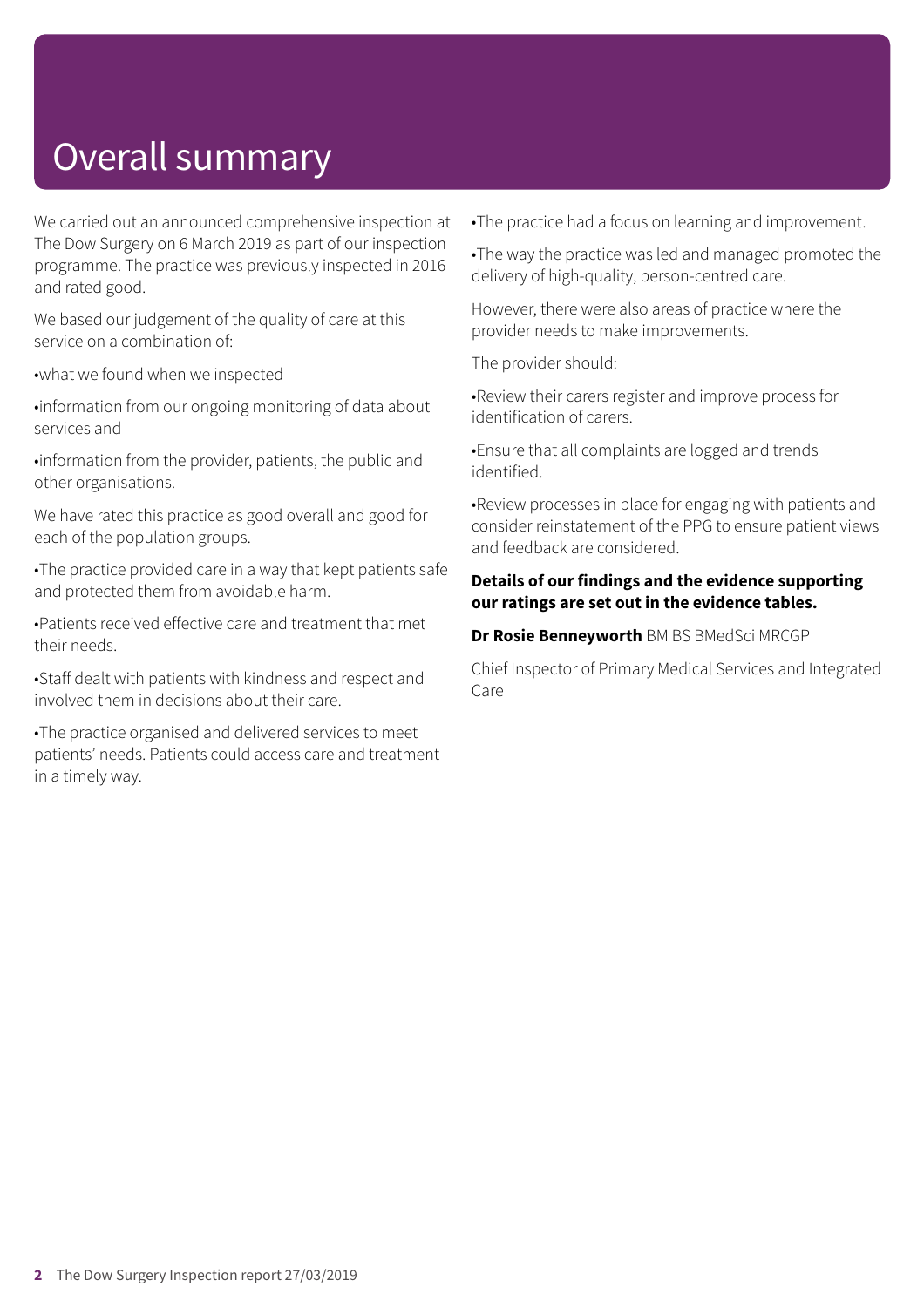# Overall summary

We carried out an announced comprehensive inspection at The Dow Surgery on 6 March 2019 as part of our inspection programme. The practice was previously inspected in 2016 and rated good.

We based our judgement of the quality of care at this service on a combination of:

- what we found when we inspected
- information from our ongoing monitoring of data about services and
- information from the provider, patients, the public and other organisations.

We have rated this practice as good overall and good for each of the population groups.

- The practice provided care in a way that kept patients safe and protected them from avoidable harm.
- Patients received effective care and treatment that met their needs.
- Staff dealt with patients with kindness and respect and involved them in decisions about their care.
- The practice organised and delivered services to meet patients' needs. Patients could access care and treatment in a timely way.
- The practice had a focus on learning and improvement.
- The way the practice was led and managed promoted the delivery of high-quality, person-centred care.

However, there were also areas of practice where the provider needs to make improvements.

The provider should:

- Review their carers register and improve process for identification of carers.
- Ensure that all complaints are logged and trends identified.
- Review processes in place for engaging with patients and consider reinstatement of the PPG to ensure patient views and feedback are considered.

**Details of our findings and the evidence supporting our ratings are set out in the evidence tables.**

**Dr Rosie Benneyworth** BM BS BMedSci MRCGP

Chief Inspector of Primary Medical Services and Integrated Care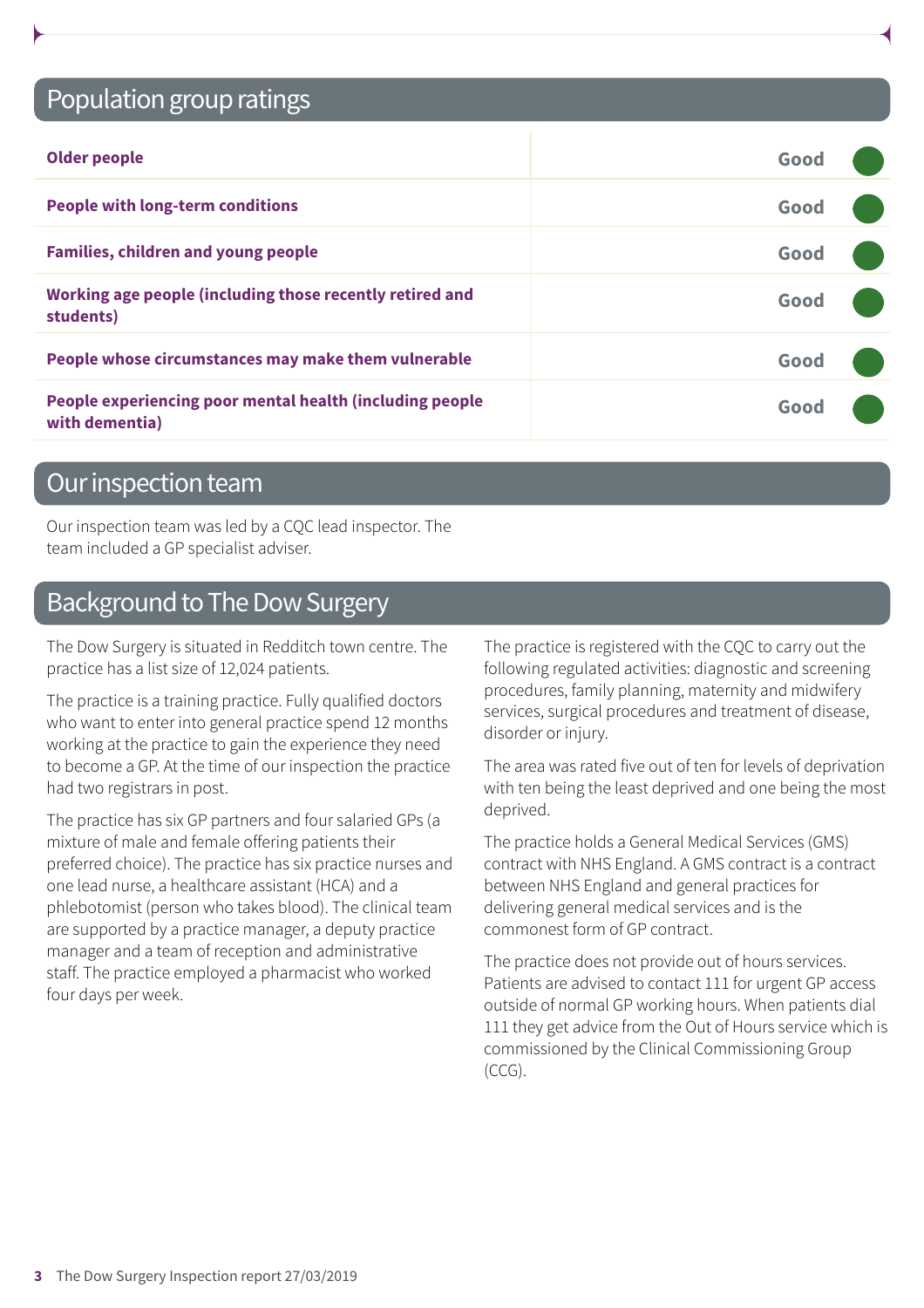## Population group ratings

| | |
|---|---|
| **Older people** | Good |
| **People with long-term conditions** | Good |
| **Families, children and young people** | Good |
| **Working age people (including those recently retired and students)** | Good |
| **People whose circumstances may make them vulnerable** | Good |
| **People experiencing poor mental health (including people with dementia)** | Good |

## Our inspection team

Our inspection team was led by a CQC lead inspector. The team included a GP specialist adviser.

## Background to The Dow Surgery

The Dow Surgery is situated in Redditch town centre. The practice has a list size of 12,024 patients.

The practice is a training practice. Fully qualified doctors who want to enter into general practice spend 12 months working at the practice to gain the experience they need to become a GP. At the time of our inspection the practice had two registrars in post.

The practice has six GP partners and four salaried GPs (a mixture of male and female offering patients their preferred choice). The practice has six practice nurses and one lead nurse, a healthcare assistant (HCA) and a phlebotomist (person who takes blood). The clinical team are supported by a practice manager, a deputy practice manager and a team of reception and administrative staff. The practice employed a pharmacist who worked four days per week.

The practice is registered with the CQC to carry out the following regulated activities: diagnostic and screening procedures, family planning, maternity and midwifery services, surgical procedures and treatment of disease, disorder or injury.

The area was rated five out of ten for levels of deprivation with ten being the least deprived and one being the most deprived.

The practice holds a General Medical Services (GMS) contract with NHS England. A GMS contract is a contract between NHS England and general practices for delivering general medical services and is the commonest form of GP contract.

The practice does not provide out of hours services. Patients are advised to contact 111 for urgent GP access outside of normal GP working hours. When patients dial 111 they get advice from the Out of Hours service which is commissioned by the Clinical Commissioning Group (CCG).